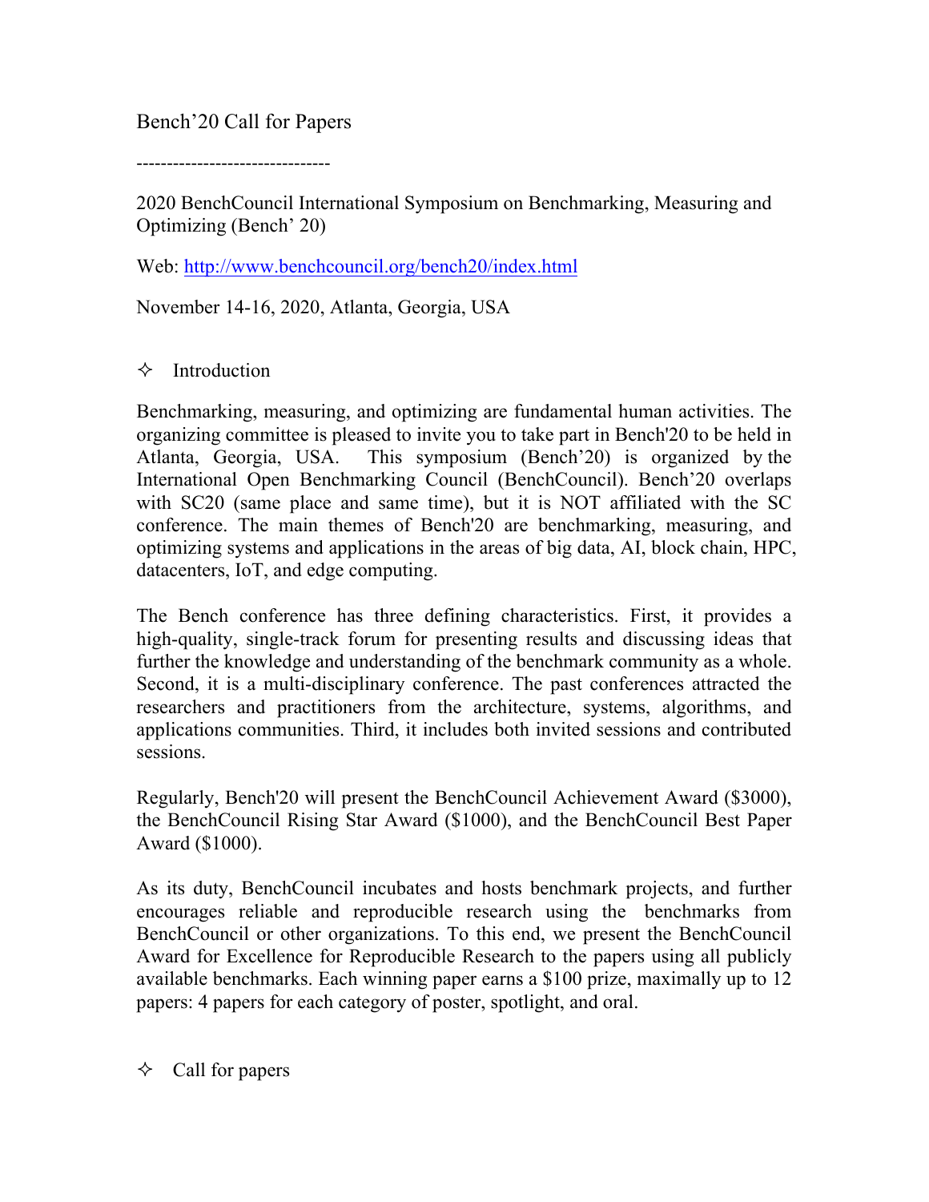# Bench'20 Call for Papers

--------------------------------

2020 BenchCouncil International Symposium on Benchmarking, Measuring and Optimizing (Bench' 20)

Web: [http://www.benchcouncil.org/bench20/index.html](http://www.benchcouncil.org/bench20/index.html)

November 14-16, 2020, Atlanta, Georgia, USA

## ✧ Introduction

Benchmarking, measuring, and optimizing are fundamental human activities. The organizing committee is pleased to invite you to take part in Bench'20 to be held in Atlanta, Georgia, USA. This symposium (Bench'20) is organized by the International Open Benchmarking Council (BenchCouncil). Bench'20 overlaps with SC20 (same place and same time), but it is NOT affiliated with the SC conference. The main themes of Bench'20 are benchmarking, measuring, and optimizing systems and applications in the areas of big data, AI, block chain, HPC, datacenters, IoT, and edge computing.

The Bench conference has three defining characteristics. First, it provides a high-quality, single-track forum for presenting results and discussing ideas that further the knowledge and understanding of the benchmark community as a whole. Second, it is a multi-disciplinary conference. The past conferences attracted the researchers and practitioners from the architecture, systems, algorithms, and applications communities. Third, it includes both invited sessions and contributed sessions.

Regularly, Bench'20 will present the BenchCouncil Achievement Award ($3000), the BenchCouncil Rising Star Award ($1000), and the BenchCouncil Best Paper Award ($1000).

As its duty, BenchCouncil incubates and hosts benchmark projects, and further encourages reliable and reproducible research using the benchmarks from BenchCouncil or other organizations. To this end, we present the BenchCouncil Award for Excellence for Reproducible Research to the papers using all publicly available benchmarks. Each winning paper earns a $100 prize, maximally up to 12 papers: 4 papers for each category of poster, spotlight, and oral.

## ✧ Call for papers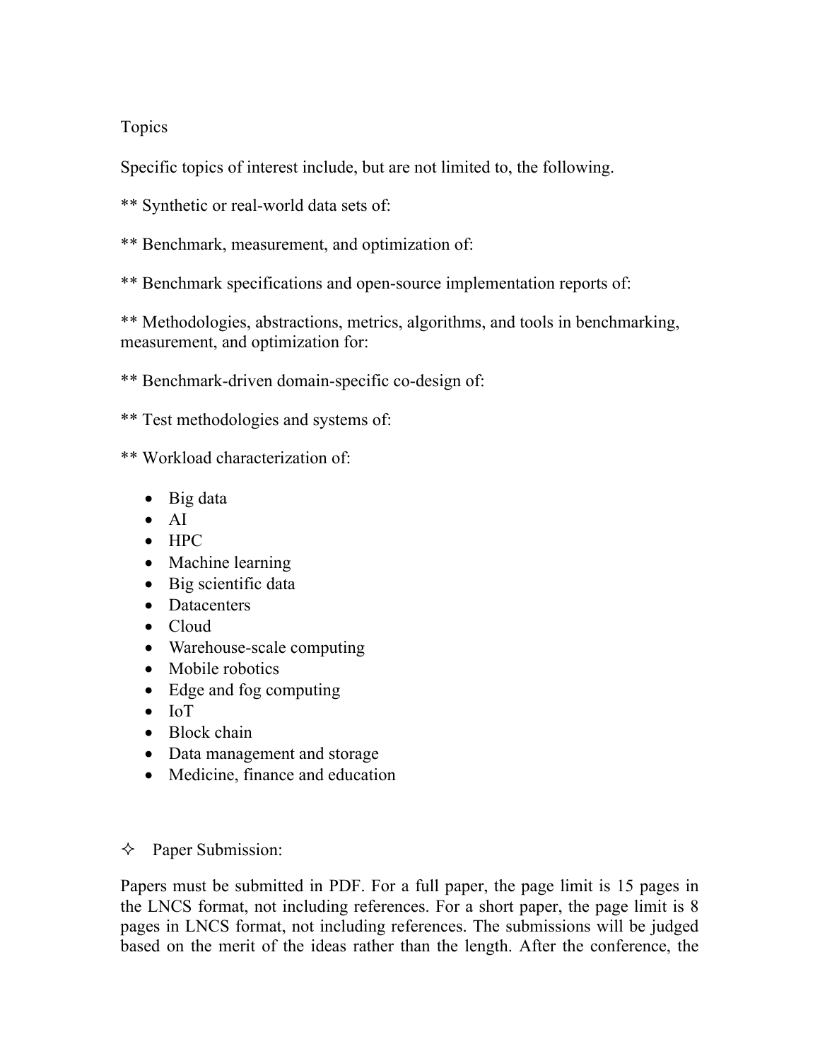Topics

Specific topics of interest include, but are not limited to, the following.

** Synthetic or real-world data sets of:

** Benchmark, measurement, and optimization of:

** Benchmark specifications and open-source implementation reports of:

** Methodologies, abstractions, metrics, algorithms, and tools in benchmarking, measurement, and optimization for:

** Benchmark-driven domain-specific co-design of:

** Test methodologies and systems of:

** Workload characterization of:

- Big data
- AI
- HPC
- Machine learning
- Big scientific data
- Datacenters
- Cloud
- Warehouse-scale computing
- Mobile robotics
- Edge and fog computing
- IoT
- Block chain
- Data management and storage
- Medicine, finance and education

✧ Paper Submission:

Papers must be submitted in PDF. For a full paper, the page limit is 15 pages in the LNCS format, not including references. For a short paper, the page limit is 8 pages in LNCS format, not including references. The submissions will be judged based on the merit of the ideas rather than the length. After the conference, the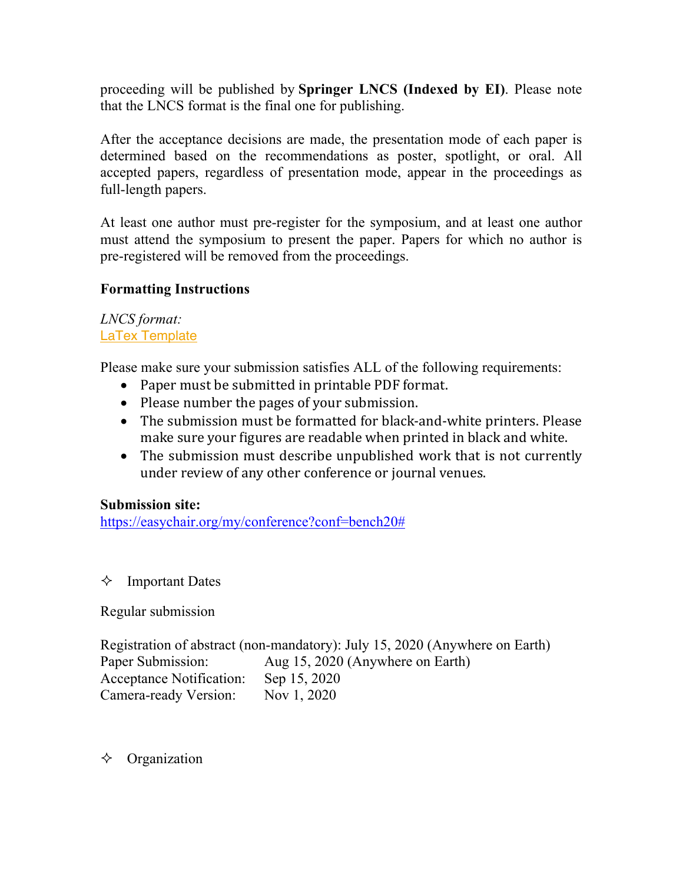proceeding will be published by **Springer LNCS (Indexed by EI)**. Please note that the LNCS format is the final one for publishing.

After the acceptance decisions are made, the presentation mode of each paper is determined based on the recommendations as poster, spotlight, or oral. All accepted papers, regardless of presentation mode, appear in the proceedings as full-length papers.

At least one author must pre-register for the symposium, and at least one author must attend the symposium to present the paper. Papers for which no author is pre-registered will be removed from the proceedings.

**Formatting Instructions**

*LNCS format:*
LaTex Template

Please make sure your submission satisfies ALL of the following requirements:

- Paper must be submitted in printable PDF format.
- Please number the pages of your submission.
- The submission must be formatted for black-and-white printers. Please make sure your figures are readable when printed in black and white.
- The submission must describe unpublished work that is not currently under review of any other conference or journal venues.

**Submission site:**
https://easychair.org/my/conference?conf=bench20#

## ✧ Important Dates

Regular submission

Registration of abstract (non-mandatory): July 15, 2020 (Anywhere on Earth)
Paper Submission: Aug 15, 2020 (Anywhere on Earth)
Acceptance Notification: Sep 15, 2020
Camera-ready Version: Nov 1, 2020

## ✧ Organization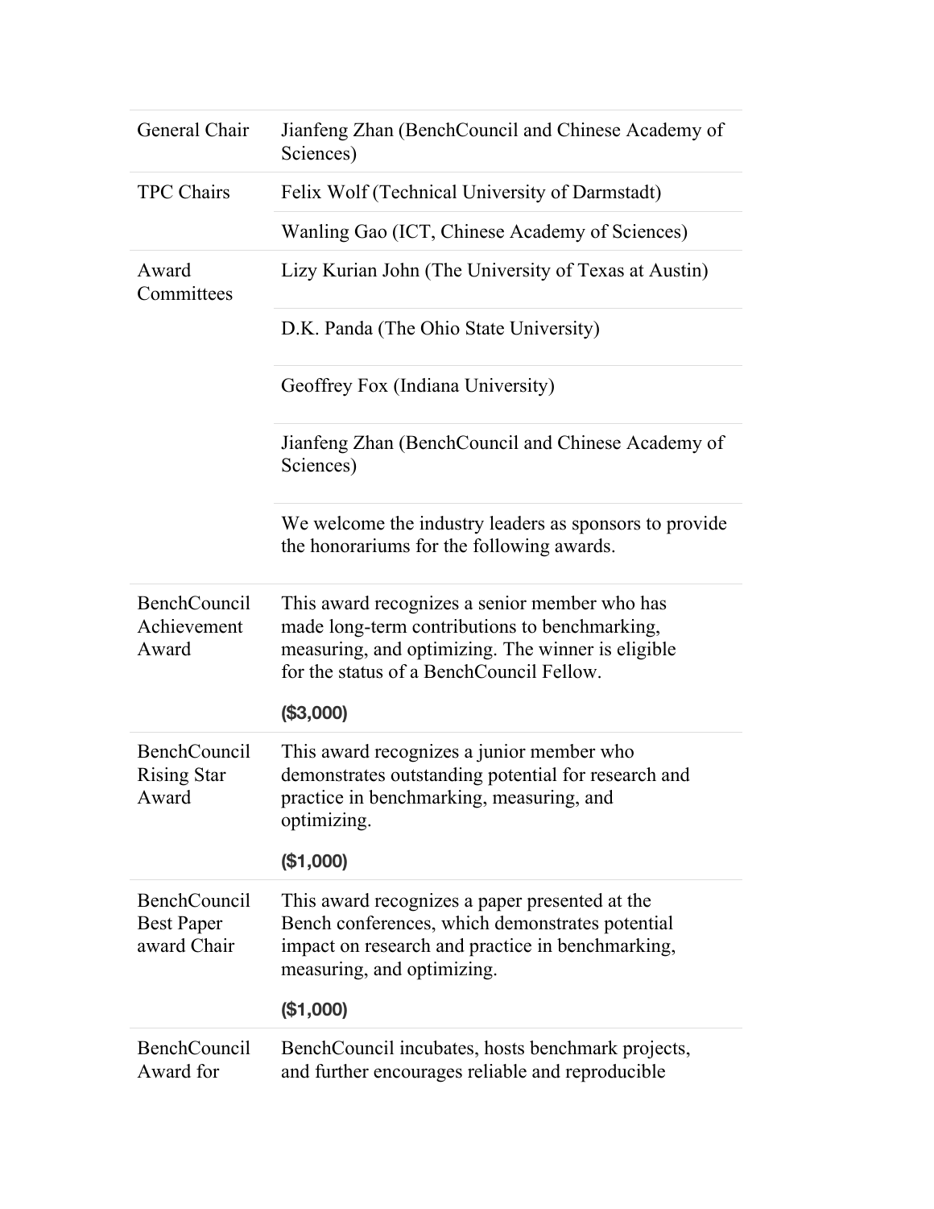| | |
|---|---|
| General Chair | Jianfeng Zhan (BenchCouncil and Chinese Academy of Sciences) |
| TPC Chairs | Felix Wolf (Technical University of Darmstadt) |
| | Wanling Gao (ICT, Chinese Academy of Sciences) |
| Award Committees | Lizy Kurian John (The University of Texas at Austin) |
| | D.K. Panda (The Ohio State University) |
| | Geoffrey Fox (Indiana University) |
| | Jianfeng Zhan (BenchCouncil and Chinese Academy of Sciences) |
| | We welcome the industry leaders as sponsors to provide the honorariums for the following awards. |
| BenchCouncil Achievement Award | This award recognizes a senior member who has made long-term contributions to benchmarking, measuring, and optimizing. The winner is eligible for the status of a BenchCouncil Fellow. **($3,000)** |
| BenchCouncil Rising Star Award | This award recognizes a junior member who demonstrates outstanding potential for research and practice in benchmarking, measuring, and optimizing. **($1,000)** |
| BenchCouncil Best Paper award Chair | This award recognizes a paper presented at the Bench conferences, which demonstrates potential impact on research and practice in benchmarking, measuring, and optimizing. **($1,000)** |
| BenchCouncil Award for | BenchCouncil incubates, hosts benchmark projects, and further encourages reliable and reproducible |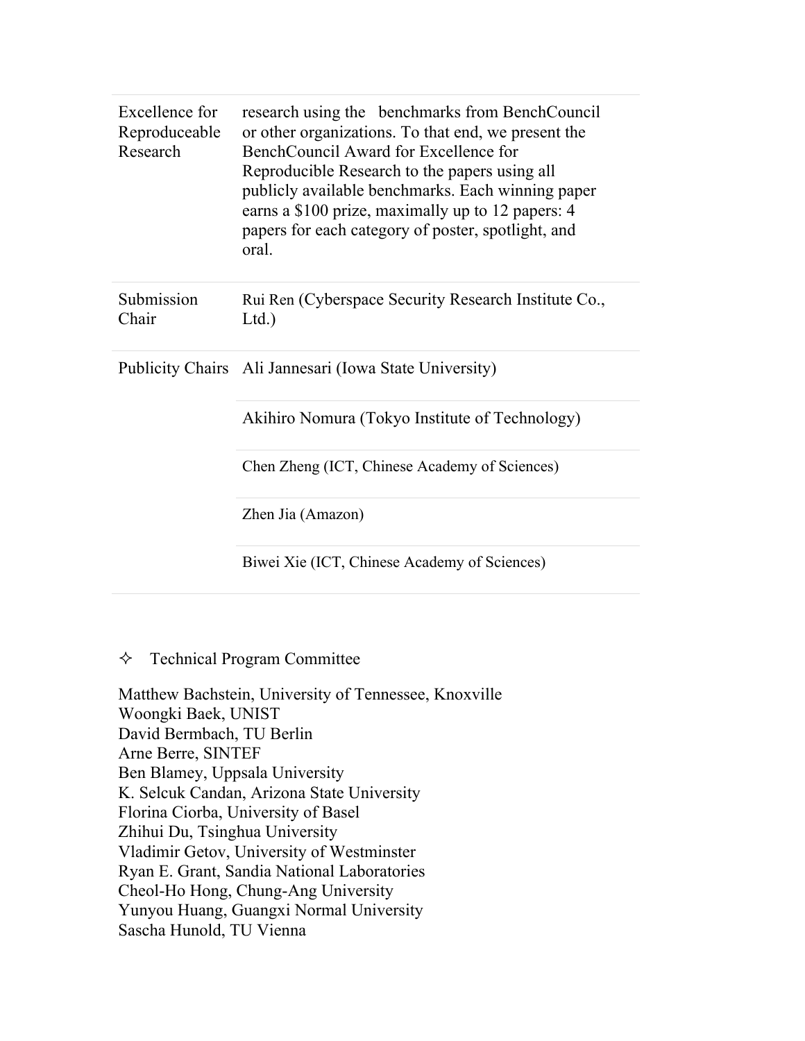| | |
|---|---|
| Excellence for Reproduceable Research | research using the benchmarks from BenchCouncil or other organizations. To that end, we present the BenchCouncil Award for Excellence for Reproducible Research to the papers using all publicly available benchmarks. Each winning paper earns a $100 prize, maximally up to 12 papers: 4 papers for each category of poster, spotlight, and oral. |
| Submission Chair | Rui Ren (Cyberspace Security Research Institute Co., Ltd.) |
| Publicity Chairs | Ali Jannesari (Iowa State University) |
| | Akihiro Nomura (Tokyo Institute of Technology) |
| | Chen Zheng (ICT, Chinese Academy of Sciences) |
| | Zhen Jia (Amazon) |
| | Biwei Xie (ICT, Chinese Academy of Sciences) |

✧ Technical Program Committee

Matthew Bachstein, University of Tennessee, Knoxville
Woongki Baek, UNIST
David Bermbach, TU Berlin
Arne Berre, SINTEF
Ben Blamey, Uppsala University
K. Selcuk Candan, Arizona State University
Florina Ciorba, University of Basel
Zhihui Du, Tsinghua University
Vladimir Getov, University of Westminster
Ryan E. Grant, Sandia National Laboratories
Cheol-Ho Hong, Chung-Ang University
Yunyou Huang, Guangxi Normal University
Sascha Hunold, TU Vienna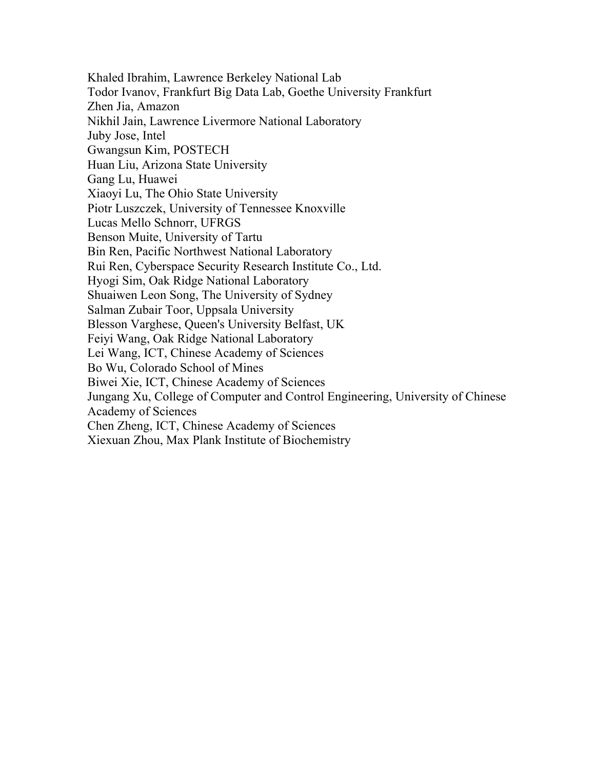Khaled Ibrahim, Lawrence Berkeley National Lab
Todor Ivanov, Frankfurt Big Data Lab, Goethe University Frankfurt
Zhen Jia, Amazon
Nikhil Jain, Lawrence Livermore National Laboratory
Juby Jose, Intel
Gwangsun Kim, POSTECH
Huan Liu, Arizona State University
Gang Lu, Huawei
Xiaoyi Lu, The Ohio State University
Piotr Luszczek, University of Tennessee Knoxville
Lucas Mello Schnorr, UFRGS
Benson Muite, University of Tartu
Bin Ren, Pacific Northwest National Laboratory
Rui Ren, Cyberspace Security Research Institute Co., Ltd.
Hyogi Sim, Oak Ridge National Laboratory
Shuaiwen Leon Song, The University of Sydney
Salman Zubair Toor, Uppsala University
Blesson Varghese, Queen's University Belfast, UK
Feiyi Wang, Oak Ridge National Laboratory
Lei Wang, ICT, Chinese Academy of Sciences
Bo Wu, Colorado School of Mines
Biwei Xie, ICT, Chinese Academy of Sciences
Jungang Xu, College of Computer and Control Engineering, University of Chinese Academy of Sciences
Chen Zheng, ICT, Chinese Academy of Sciences
Xiexuan Zhou, Max Plank Institute of Biochemistry